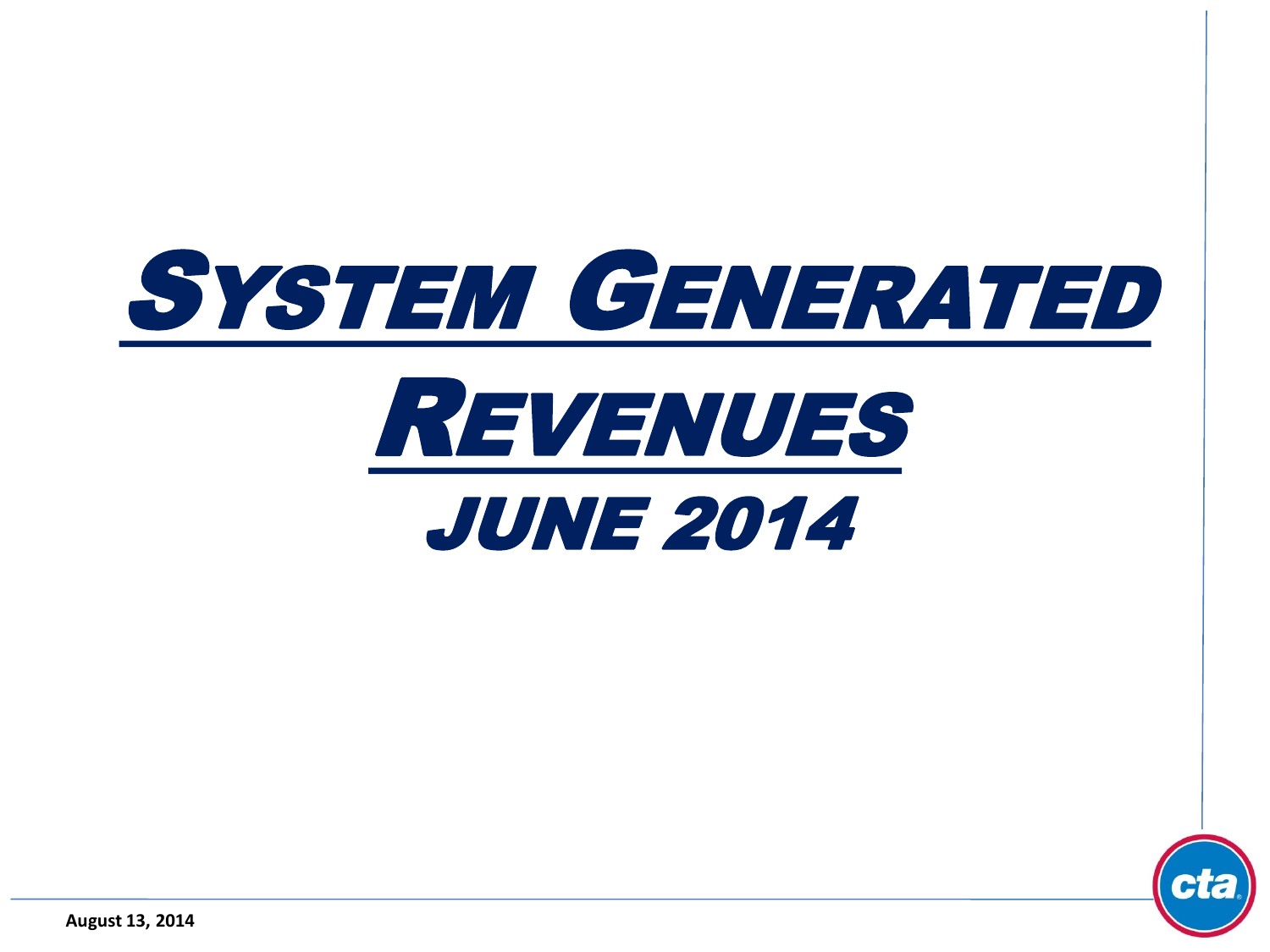# SYSTEM GENERATED REVENUES

## JUNE 2014

**August 13, 2014**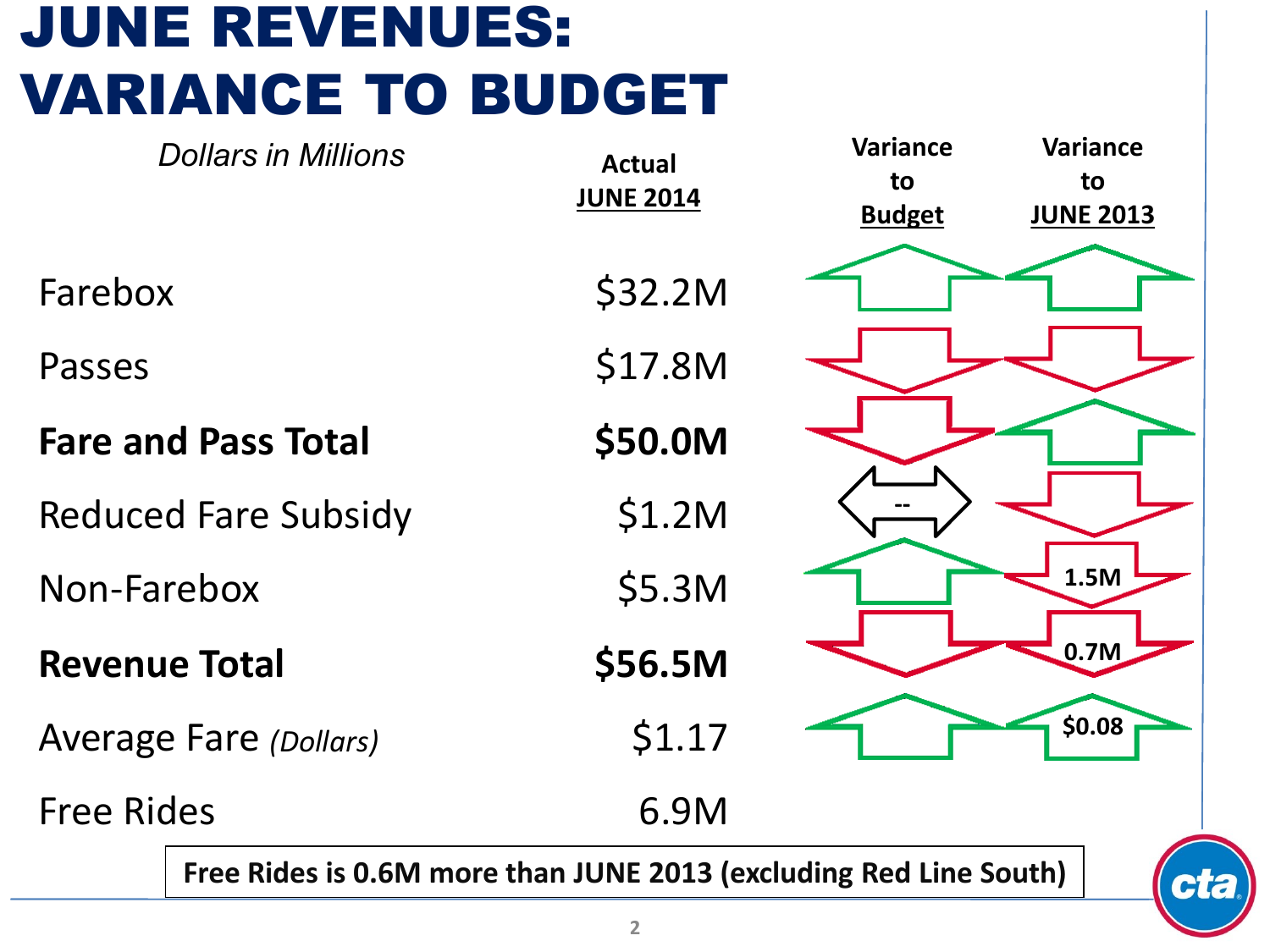# JUNE REVENUES: VARIANCE TO BUDGET

*Dollars in Millions*

| | Actual JUNE 2014 | Variance to Budget | Variance to JUNE 2013 |
|---|---|---|---|
| Farebox | $32.2M | | |
| Passes | $17.8M | | |
| **Fare and Pass Total** | **$50.0M** | | |
| Reduced Fare Subsidy | $1.2M | -- | |
| Non-Farebox | $5.3M | | 1.5M |
| **Revenue Total** | **$56.5M** | | 0.7M |
| Average Fare *(Dollars)* | $1.17 | | $0.08 |
| Free Rides | 6.9M | | |

**Free Rides is 0.6M more than JUNE 2013 (excluding Red Line South)**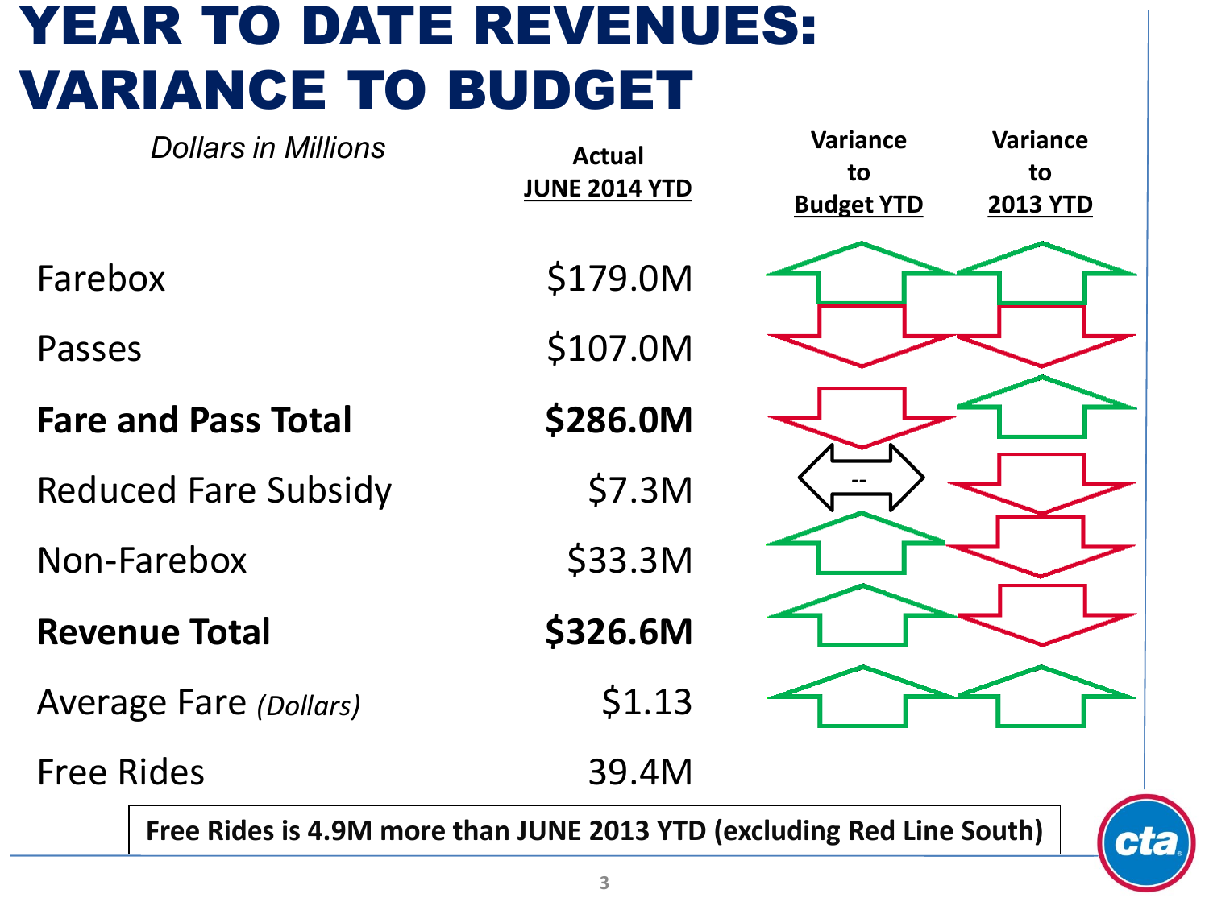# YEAR TO DATE REVENUES: VARIANCE TO BUDGET

| *Dollars in Millions* | Actual JUNE 2014 YTD | Variance to Budget YTD | Variance to 2013 YTD |
|---|---|---|---|
| Farebox | $179.0M | ↑ | ↑ |
| Passes | $107.0M | ↓ | ↓ |
| **Fare and Pass Total** | **$286.0M** | ↓ | ↑ |
| Reduced Fare Subsidy | $7.3M | ↔ -- | ↓ |
| Non-Farebox | $33.3M | ↑ | ↓ |
| **Revenue Total** | **$326.6M** | ↑ | ↓ |
| Average Fare *(Dollars)* | $1.13 | ↑ | ↑ |
| Free Rides | 39.4M | | |

**Free Rides is 4.9M more than JUNE 2013 YTD (excluding Red Line South)**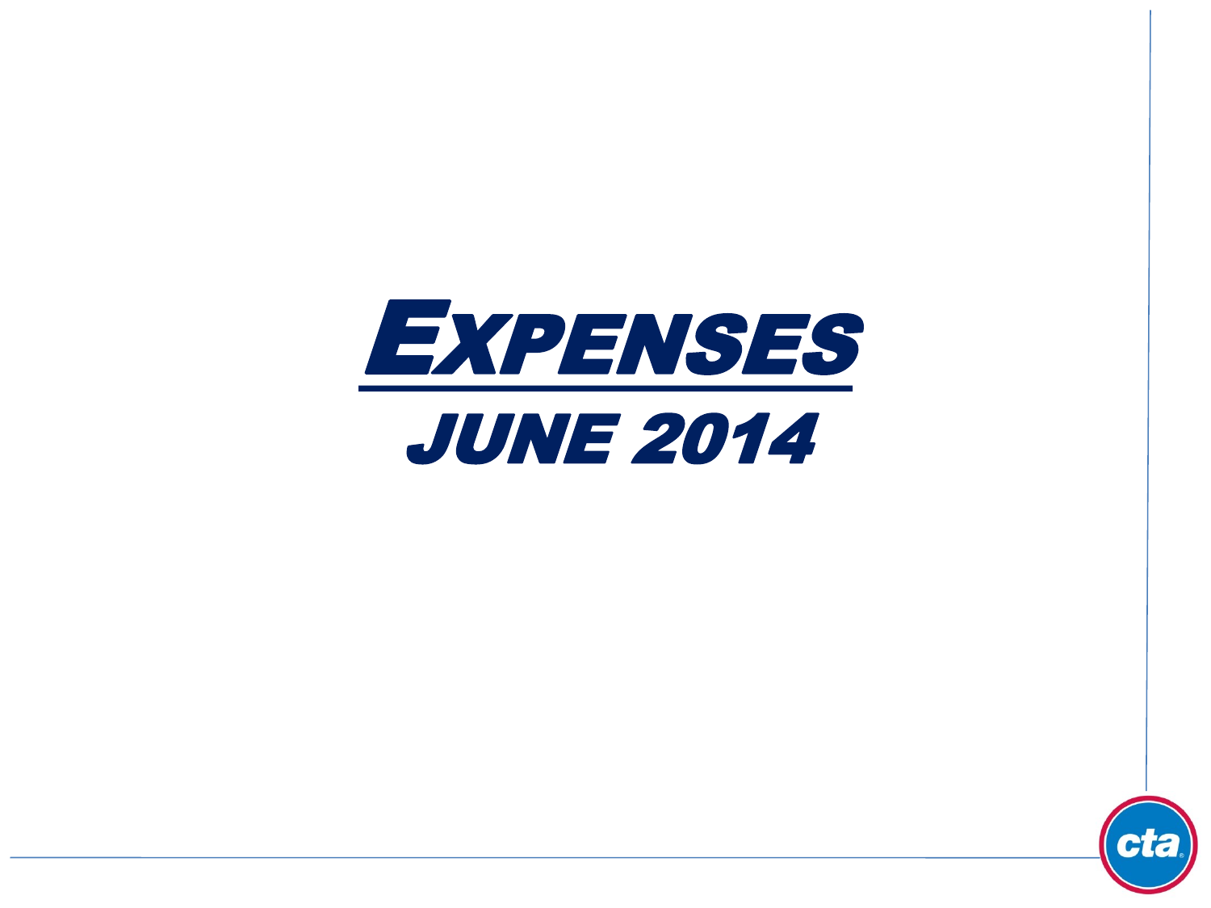# EXPENSES

## JUNE 2014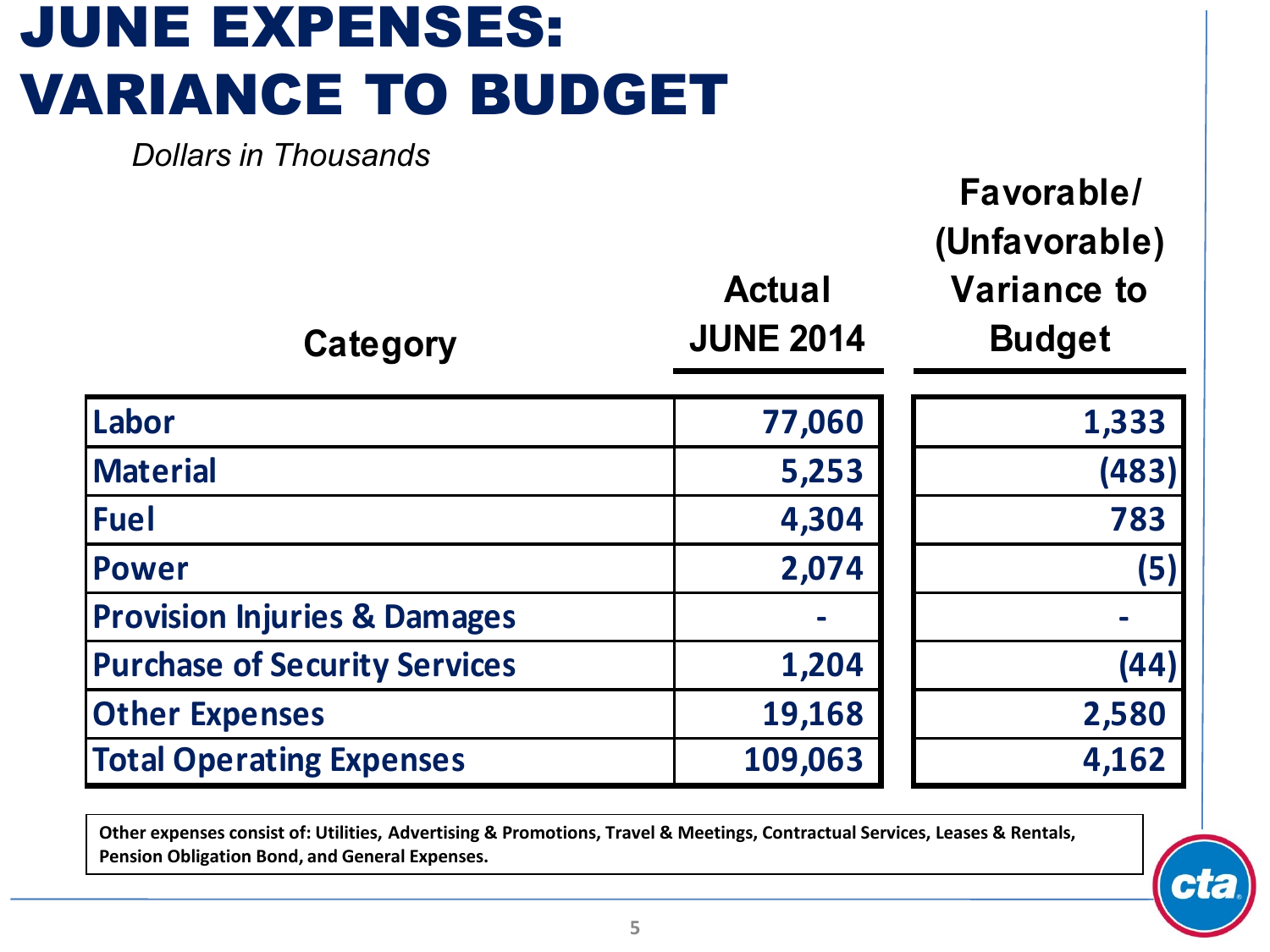# JUNE EXPENSES: VARIANCE TO BUDGET

*Dollars in Thousands*

| Category | Actual JUNE 2014 | Favorable/ (Unfavorable) Variance to Budget |
|---|---|---|
| Labor | 77,060 | 1,333 |
| Material | 5,253 | (483) |
| Fuel | 4,304 | 783 |
| Power | 2,074 | (5) |
| Provision Injuries & Damages | - | - |
| Purchase of Security Services | 1,204 | (44) |
| Other Expenses | 19,168 | 2,580 |
| Total Operating Expenses | 109,063 | 4,162 |

**Other expenses consist of: Utilities, Advertising & Promotions, Travel & Meetings, Contractual Services, Leases & Rentals, Pension Obligation Bond, and General Expenses.**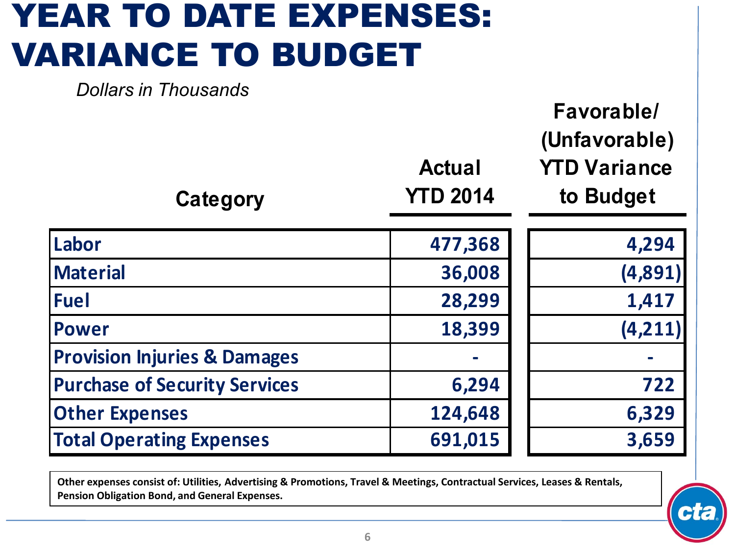# YEAR TO DATE EXPENSES: VARIANCE TO BUDGET

*Dollars in Thousands*

| Category | Actual YTD 2014 | Favorable/ (Unfavorable) YTD Variance to Budget |
|---|---:|---:|
| Labor | 477,368 | 4,294 |
| Material | 36,008 | (4,891) |
| Fuel | 28,299 | 1,417 |
| Power | 18,399 | (4,211) |
| Provision Injuries & Damages | - | - |
| Purchase of Security Services | 6,294 | 722 |
| Other Expenses | 124,648 | 6,329 |
| Total Operating Expenses | 691,015 | 3,659 |

**Other expenses consist of: Utilities, Advertising & Promotions, Travel & Meetings, Contractual Services, Leases & Rentals, Pension Obligation Bond, and General Expenses.**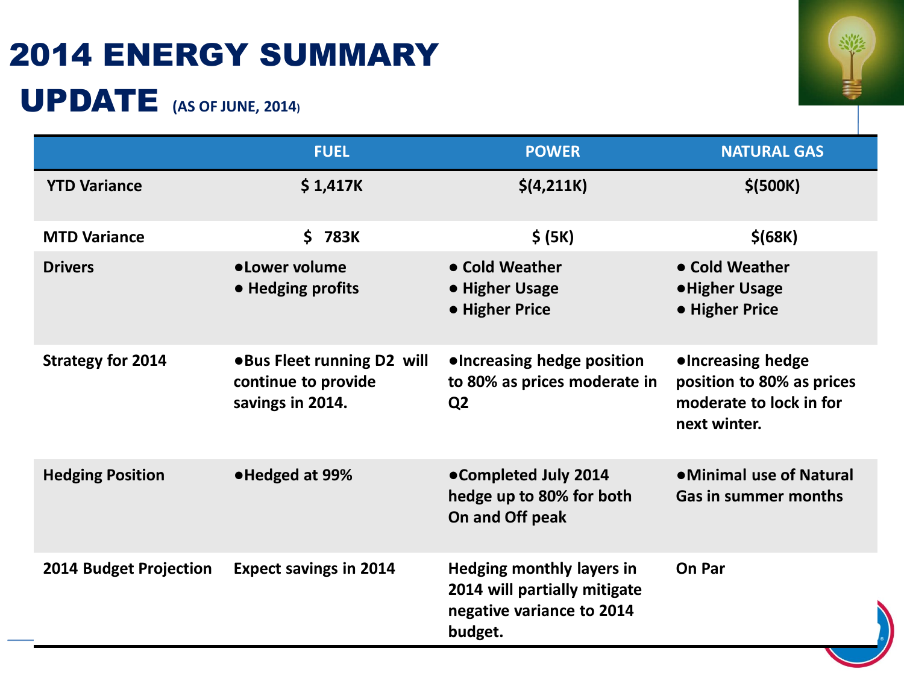# 2014 ENERGY SUMMARY UPDATE (AS OF JUNE, 2014)

| | FUEL | POWER | NATURAL GAS |
|---|---|---|---|
| **YTD Variance** | $ 1,417K | $(4,211K) | $(500K) |
| **MTD Variance** | $ 783K | $ (5K) | $(68K) |
| **Drivers** | ● Lower volume<br>● Hedging profits | ● Cold Weather<br>● Higher Usage<br>● Higher Price | ● Cold Weather<br>● Higher Usage<br>● Higher Price |
| **Strategy for 2014** | ● Bus Fleet running D2 will continue to provide savings in 2014. | ● Increasing hedge position to 80% as prices moderate in Q2 | ● Increasing hedge position to 80% as prices moderate to lock in for next winter. |
| **Hedging Position** | ● Hedged at 99% | ● Completed July 2014 hedge up to 80% for both On and Off peak | ● Minimal use of Natural Gas in summer months |
| **2014 Budget Projection** | Expect savings in 2014 | Hedging monthly layers in 2014 will partially mitigate negative variance to 2014 budget. | On Par |